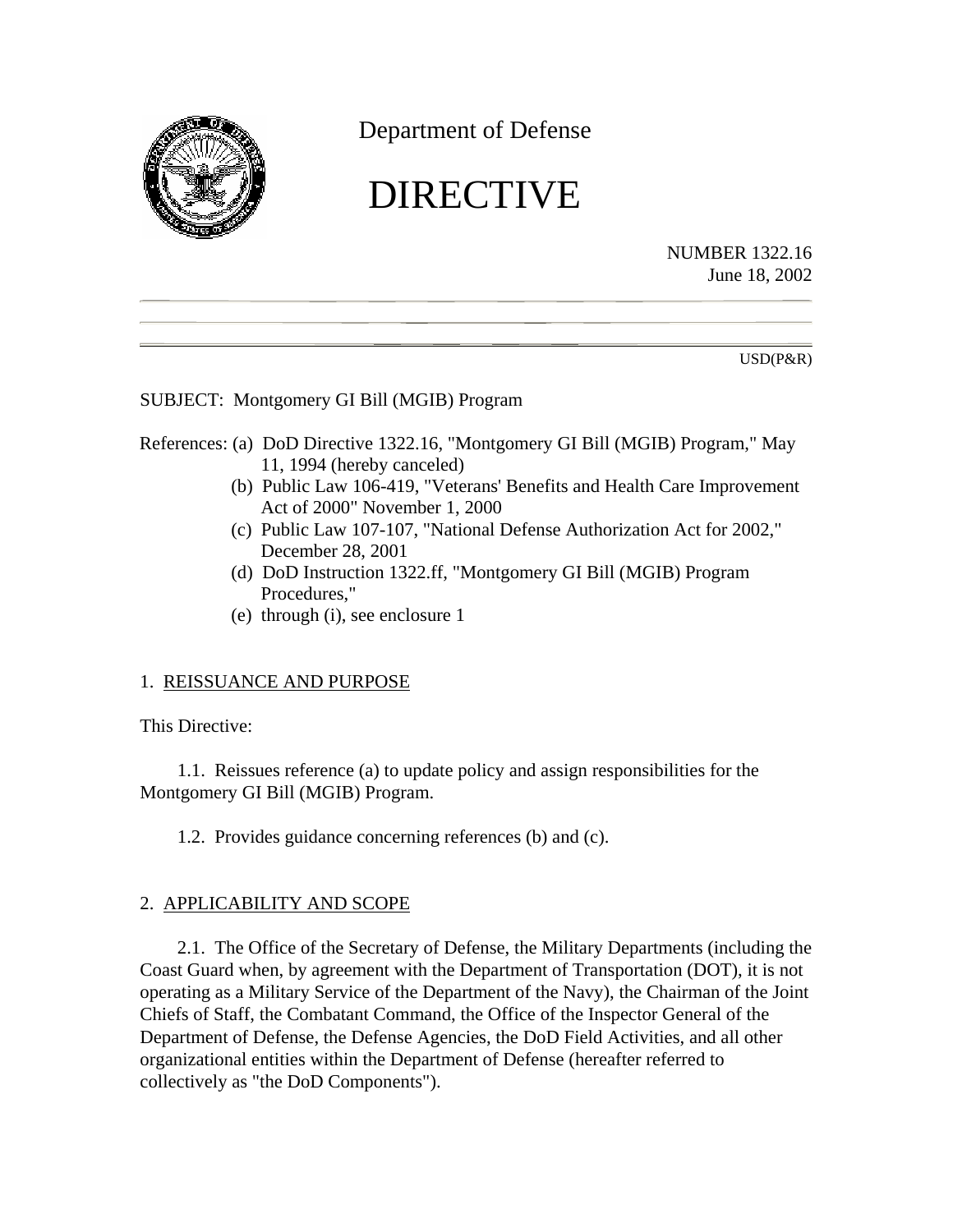Department of Defense

# DIRECTIVE

NUMBER 1322.16
June 18, 2002

USD(P&R)

SUBJECT: Montgomery GI Bill (MGIB) Program

References: (a) DoD Directive 1322.16, "Montgomery GI Bill (MGIB) Program," May 11, 1994 (hereby canceled)
(b) Public Law 106-419, "Veterans' Benefits and Health Care Improvement Act of 2000" November 1, 2000
(c) Public Law 107-107, "National Defense Authorization Act for 2002," December 28, 2001
(d) DoD Instruction 1322.ff, "Montgomery GI Bill (MGIB) Program Procedures,"
(e) through (i), see enclosure 1

## 1. REISSUANCE AND PURPOSE

This Directive:

1.1. Reissues reference (a) to update policy and assign responsibilities for the Montgomery GI Bill (MGIB) Program.

1.2. Provides guidance concerning references (b) and (c).

## 2. APPLICABILITY AND SCOPE

2.1. The Office of the Secretary of Defense, the Military Departments (including the Coast Guard when, by agreement with the Department of Transportation (DOT), it is not operating as a Military Service of the Department of the Navy), the Chairman of the Joint Chiefs of Staff, the Combatant Command, the Office of the Inspector General of the Department of Defense, the Defense Agencies, the DoD Field Activities, and all other organizational entities within the Department of Defense (hereafter referred to collectively as "the DoD Components").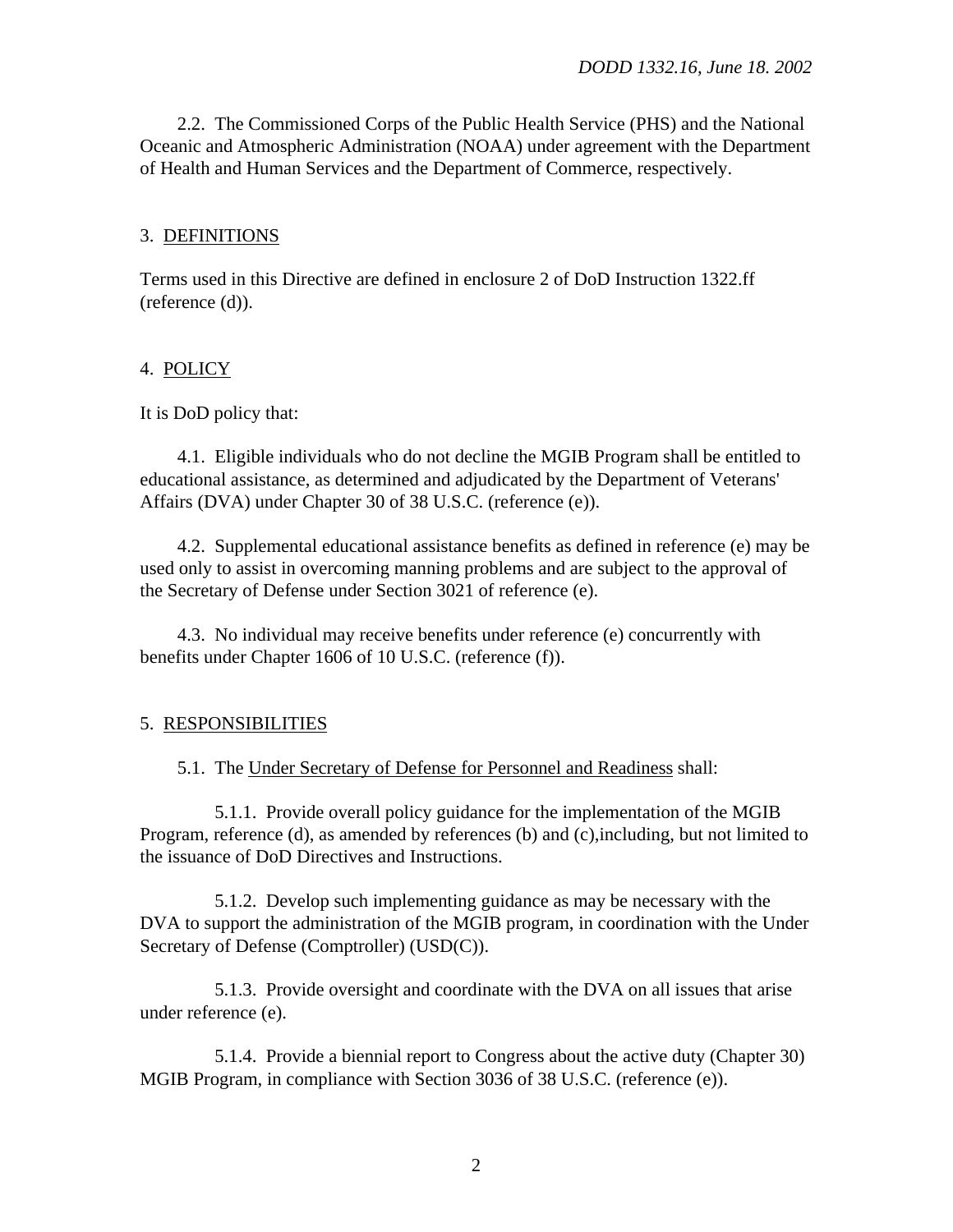2.2. The Commissioned Corps of the Public Health Service (PHS) and the National Oceanic and Atmospheric Administration (NOAA) under agreement with the Department of Health and Human Services and the Department of Commerce, respectively.

## 3. DEFINITIONS

Terms used in this Directive are defined in enclosure 2 of DoD Instruction 1322.ff (reference (d)).

## 4. POLICY

It is DoD policy that:

4.1. Eligible individuals who do not decline the MGIB Program shall be entitled to educational assistance, as determined and adjudicated by the Department of Veterans' Affairs (DVA) under Chapter 30 of 38 U.S.C. (reference (e)).

4.2. Supplemental educational assistance benefits as defined in reference (e) may be used only to assist in overcoming manning problems and are subject to the approval of the Secretary of Defense under Section 3021 of reference (e).

4.3. No individual may receive benefits under reference (e) concurrently with benefits under Chapter 1606 of 10 U.S.C. (reference (f)).

## 5. RESPONSIBILITIES

5.1. The Under Secretary of Defense for Personnel and Readiness shall:

5.1.1. Provide overall policy guidance for the implementation of the MGIB Program, reference (d), as amended by references (b) and (c),including, but not limited to the issuance of DoD Directives and Instructions.

5.1.2. Develop such implementing guidance as may be necessary with the DVA to support the administration of the MGIB program, in coordination with the Under Secretary of Defense (Comptroller) (USD(C)).

5.1.3. Provide oversight and coordinate with the DVA on all issues that arise under reference (e).

5.1.4. Provide a biennial report to Congress about the active duty (Chapter 30) MGIB Program, in compliance with Section 3036 of 38 U.S.C. (reference (e)).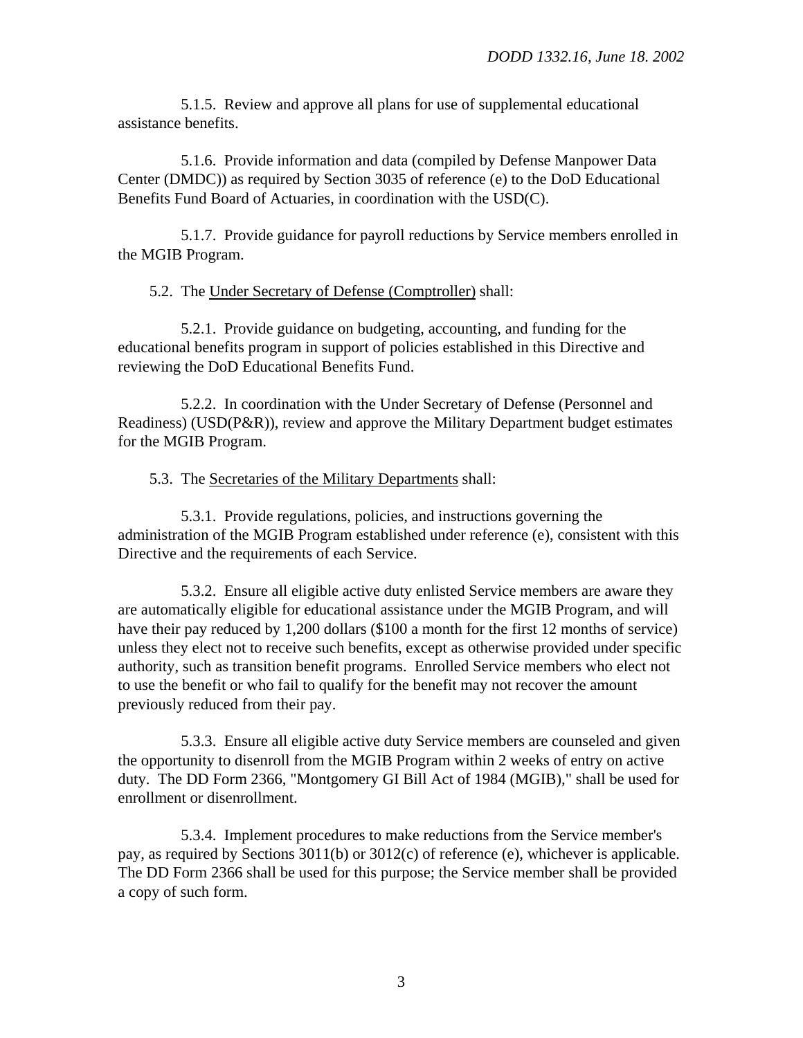5.1.5. Review and approve all plans for use of supplemental educational assistance benefits.

5.1.6. Provide information and data (compiled by Defense Manpower Data Center (DMDC)) as required by Section 3035 of reference (e) to the DoD Educational Benefits Fund Board of Actuaries, in coordination with the USD(C).

5.1.7. Provide guidance for payroll reductions by Service members enrolled in the MGIB Program.

5.2. The <u>Under Secretary of Defense (Comptroller)</u> shall:

5.2.1. Provide guidance on budgeting, accounting, and funding for the educational benefits program in support of policies established in this Directive and reviewing the DoD Educational Benefits Fund.

5.2.2. In coordination with the Under Secretary of Defense (Personnel and Readiness) (USD(P&R)), review and approve the Military Department budget estimates for the MGIB Program.

5.3. The <u>Secretaries of the Military Departments</u> shall:

5.3.1. Provide regulations, policies, and instructions governing the administration of the MGIB Program established under reference (e), consistent with this Directive and the requirements of each Service.

5.3.2. Ensure all eligible active duty enlisted Service members are aware they are automatically eligible for educational assistance under the MGIB Program, and will have their pay reduced by 1,200 dollars ($100 a month for the first 12 months of service) unless they elect not to receive such benefits, except as otherwise provided under specific authority, such as transition benefit programs. Enrolled Service members who elect not to use the benefit or who fail to qualify for the benefit may not recover the amount previously reduced from their pay.

5.3.3. Ensure all eligible active duty Service members are counseled and given the opportunity to disenroll from the MGIB Program within 2 weeks of entry on active duty. The DD Form 2366, "Montgomery GI Bill Act of 1984 (MGIB)," shall be used for enrollment or disenrollment.

5.3.4. Implement procedures to make reductions from the Service member's pay, as required by Sections 3011(b) or 3012(c) of reference (e), whichever is applicable. The DD Form 2366 shall be used for this purpose; the Service member shall be provided a copy of such form.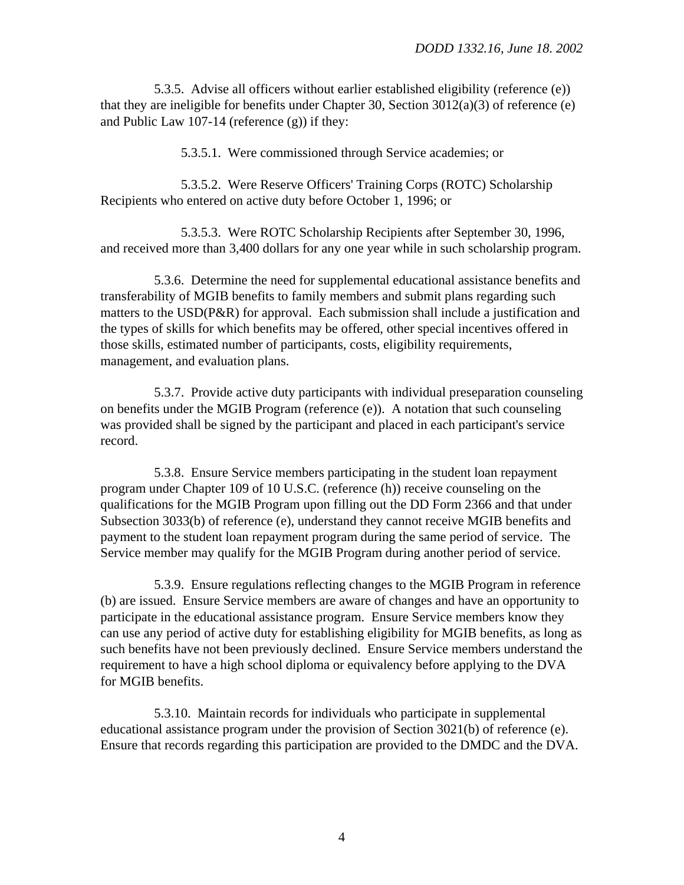5.3.5. Advise all officers without earlier established eligibility (reference (e)) that they are ineligible for benefits under Chapter 30, Section 3012(a)(3) of reference (e) and Public Law 107-14 (reference (g)) if they:

5.3.5.1. Were commissioned through Service academies; or

5.3.5.2. Were Reserve Officers' Training Corps (ROTC) Scholarship Recipients who entered on active duty before October 1, 1996; or

5.3.5.3. Were ROTC Scholarship Recipients after September 30, 1996, and received more than 3,400 dollars for any one year while in such scholarship program.

5.3.6. Determine the need for supplemental educational assistance benefits and transferability of MGIB benefits to family members and submit plans regarding such matters to the USD(P&R) for approval. Each submission shall include a justification and the types of skills for which benefits may be offered, other special incentives offered in those skills, estimated number of participants, costs, eligibility requirements, management, and evaluation plans.

5.3.7. Provide active duty participants with individual preseparation counseling on benefits under the MGIB Program (reference (e)). A notation that such counseling was provided shall be signed by the participant and placed in each participant's service record.

5.3.8. Ensure Service members participating in the student loan repayment program under Chapter 109 of 10 U.S.C. (reference (h)) receive counseling on the qualifications for the MGIB Program upon filling out the DD Form 2366 and that under Subsection 3033(b) of reference (e), understand they cannot receive MGIB benefits and payment to the student loan repayment program during the same period of service. The Service member may qualify for the MGIB Program during another period of service.

5.3.9. Ensure regulations reflecting changes to the MGIB Program in reference (b) are issued. Ensure Service members are aware of changes and have an opportunity to participate in the educational assistance program. Ensure Service members know they can use any period of active duty for establishing eligibility for MGIB benefits, as long as such benefits have not been previously declined. Ensure Service members understand the requirement to have a high school diploma or equivalency before applying to the DVA for MGIB benefits.

5.3.10. Maintain records for individuals who participate in supplemental educational assistance program under the provision of Section 3021(b) of reference (e). Ensure that records regarding this participation are provided to the DMDC and the DVA.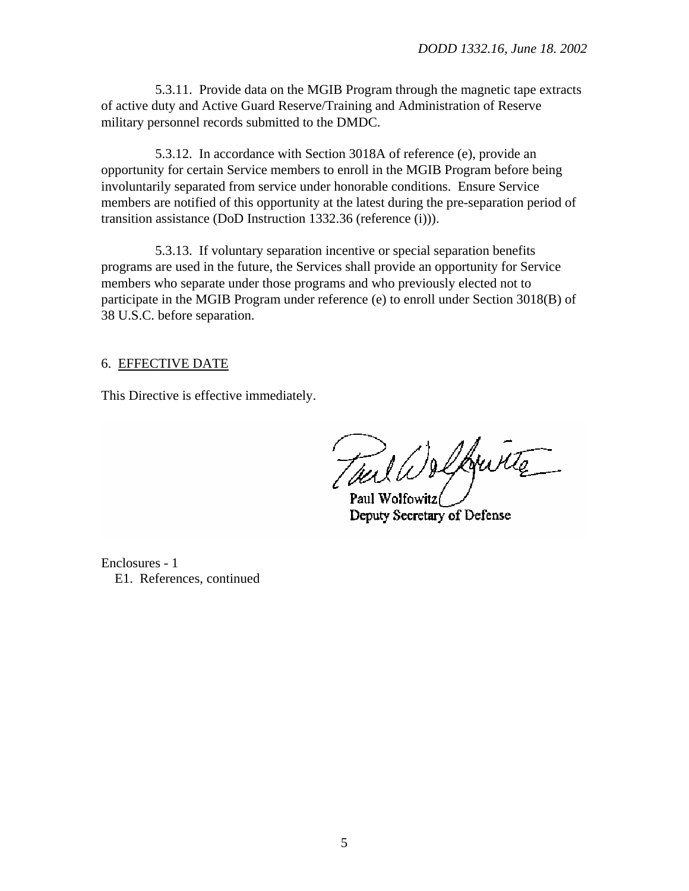5.3.11. Provide data on the MGIB Program through the magnetic tape extracts of active duty and Active Guard Reserve/Training and Administration of Reserve military personnel records submitted to the DMDC.

5.3.12. In accordance with Section 3018A of reference (e), provide an opportunity for certain Service members to enroll in the MGIB Program before being involuntarily separated from service under honorable conditions. Ensure Service members are notified of this opportunity at the latest during the pre-separation period of transition assistance (DoD Instruction 1332.36 (reference (i))).

5.3.13. If voluntary separation incentive or special separation benefits programs are used in the future, the Services shall provide an opportunity for Service members who separate under those programs and who previously elected not to participate in the MGIB Program under reference (e) to enroll under Section 3018(B) of 38 U.S.C. before separation.

## 6. EFFECTIVE DATE

This Directive is effective immediately.

Paul Wolfowitz
Deputy Secretary of Defense

Enclosures - 1
E1. References, continued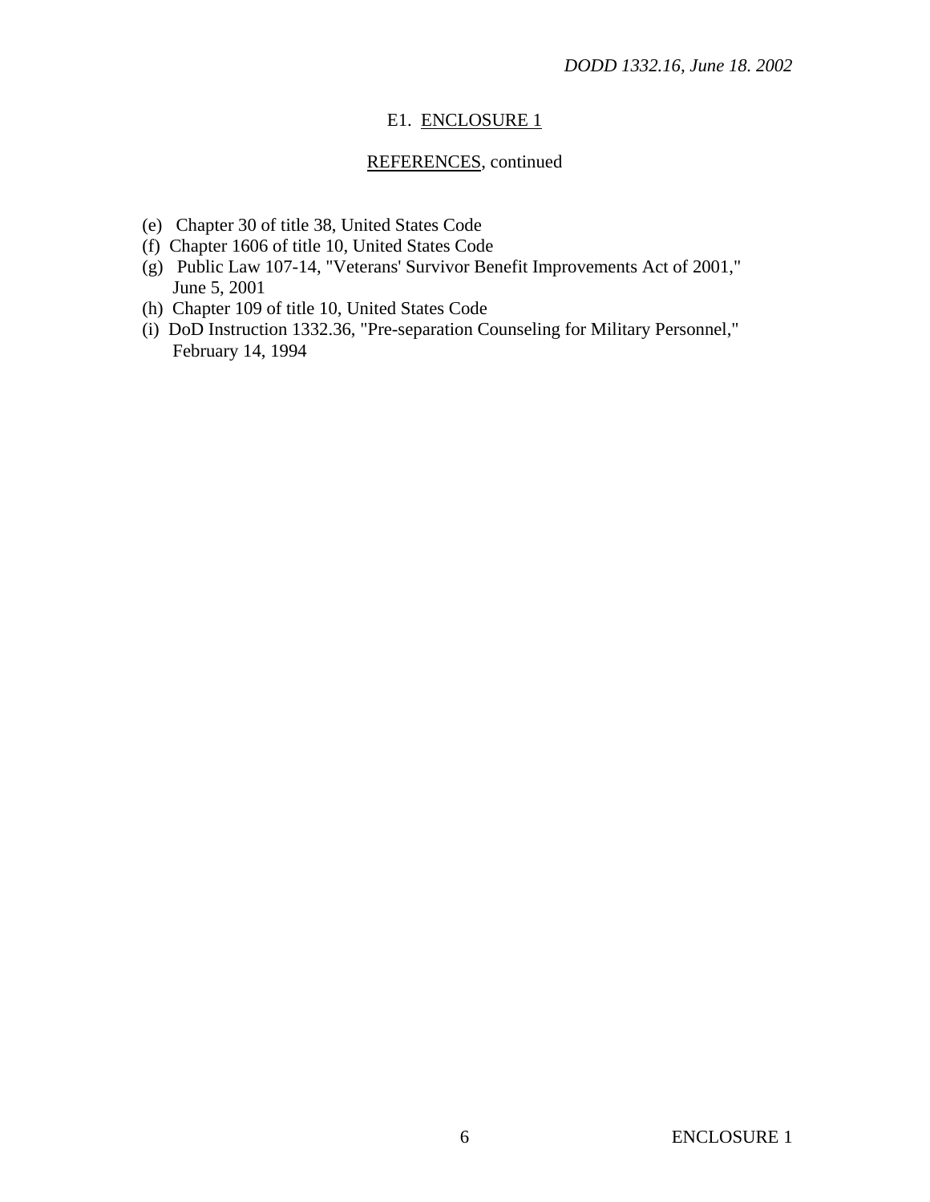## E1. ENCLOSURE 1

### REFERENCES, continued

(e) Chapter 30 of title 38, United States Code
(f) Chapter 1606 of title 10, United States Code
(g) Public Law 107-14, "Veterans' Survivor Benefit Improvements Act of 2001," June 5, 2001
(h) Chapter 109 of title 10, United States Code
(i) DoD Instruction 1332.36, "Pre-separation Counseling for Military Personnel," February 14, 1994